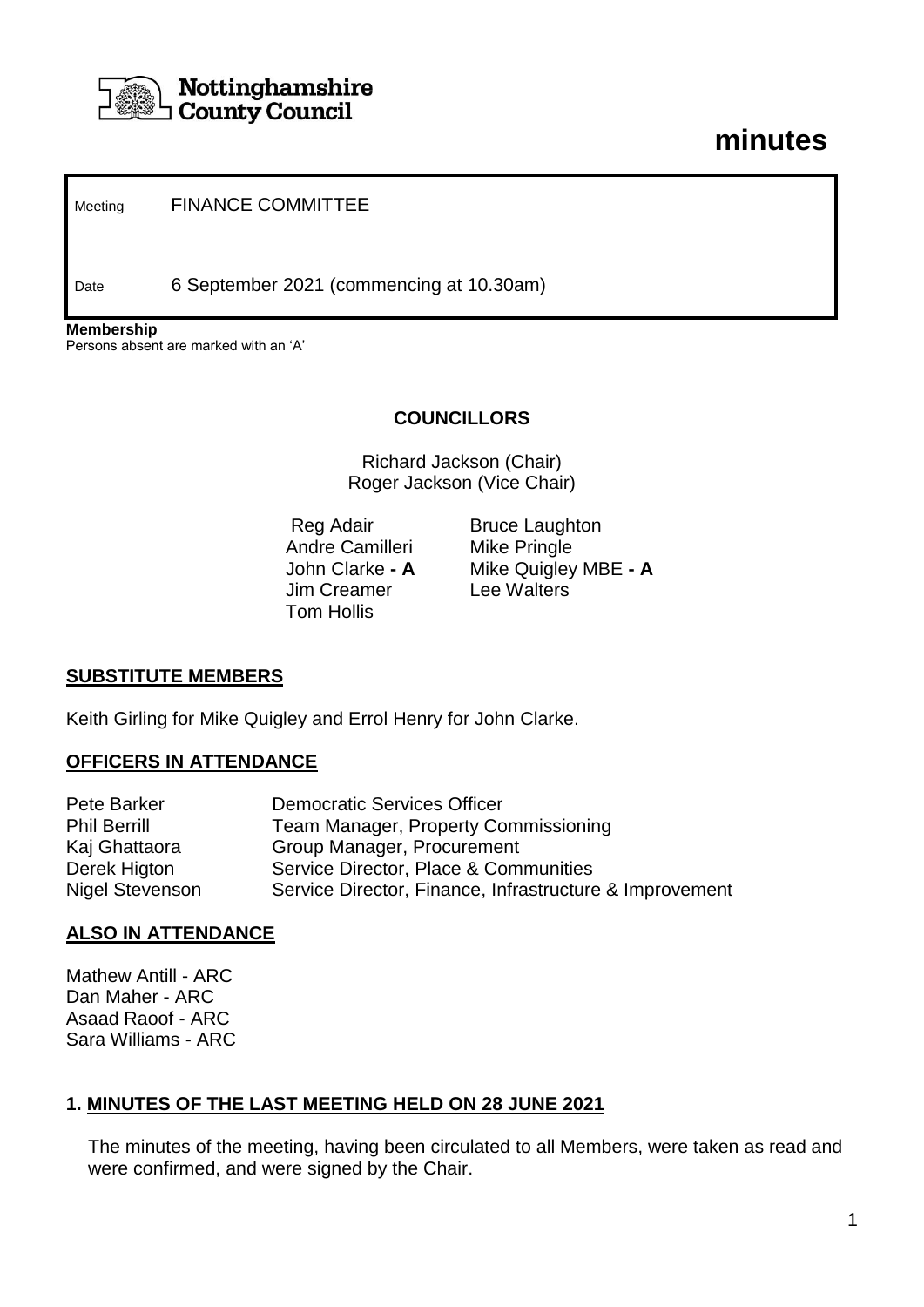Nottinghamshire County Council

# minutes

| | |
|---|---|
| Meeting | FINANCE COMMITTEE |
| Date | 6 September 2021 (commencing at 10.30am) |

**Membership**
Persons absent are marked with an 'A'

**COUNCILLORS**

Richard Jackson (Chair)
Roger Jackson (Vice Chair)

| | |
|---|---|
| Reg Adair | Bruce Laughton |
| Andre Camilleri | Mike Pringle |
| John Clarke **- A** | Mike Quigley MBE **- A** |
| Jim Creamer | Lee Walters |
| Tom Hollis | |

## SUBSTITUTE MEMBERS

Keith Girling for Mike Quigley and Errol Henry for John Clarke.

## OFFICERS IN ATTENDANCE

| | |
|---|---|
| Pete Barker | Democratic Services Officer |
| Phil Berrill | Team Manager, Property Commissioning |
| Kaj Ghattaora | Group Manager, Procurement |
| Derek Higton | Service Director, Place & Communities |
| Nigel Stevenson | Service Director, Finance, Infrastructure & Improvement |

## ALSO IN ATTENDANCE

Mathew Antill - ARC
Dan Maher - ARC
Asaad Raoof - ARC
Sara Williams - ARC

## 1. MINUTES OF THE LAST MEETING HELD ON 28 JUNE 2021

The minutes of the meeting, having been circulated to all Members, were taken as read and were confirmed, and were signed by the Chair.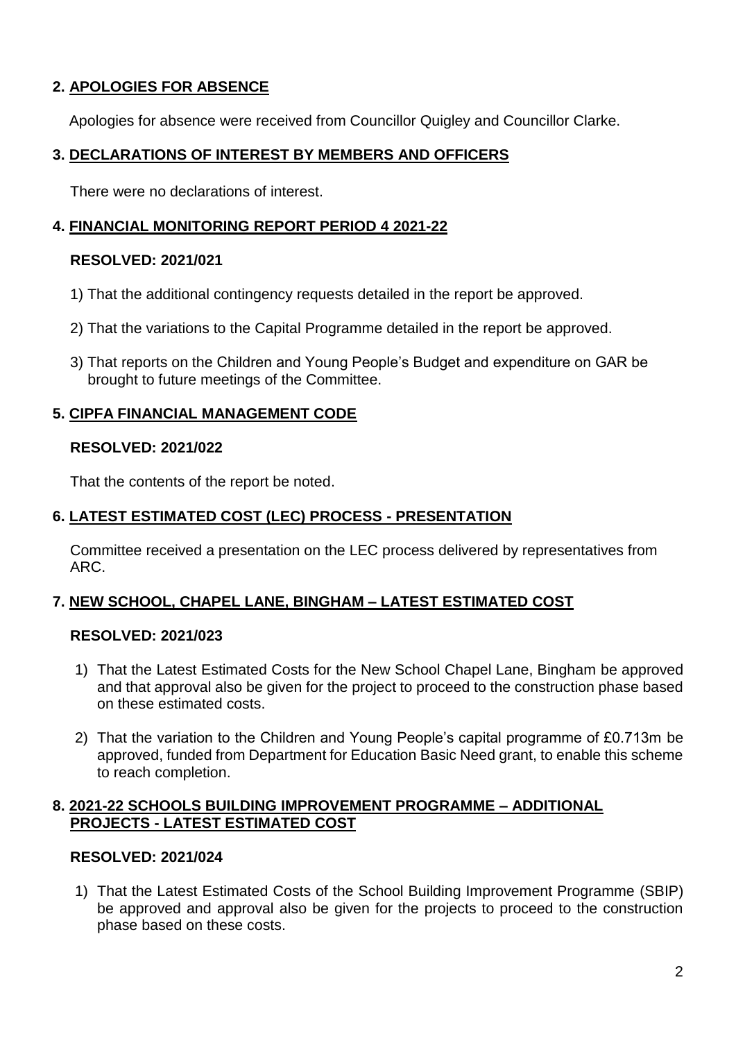## 2. APOLOGIES FOR ABSENCE

Apologies for absence were received from Councillor Quigley and Councillor Clarke.

## 3. DECLARATIONS OF INTEREST BY MEMBERS AND OFFICERS

There were no declarations of interest.

## 4. FINANCIAL MONITORING REPORT PERIOD 4 2021-22

**RESOLVED: 2021/021**

1) That the additional contingency requests detailed in the report be approved.

2) That the variations to the Capital Programme detailed in the report be approved.

3) That reports on the Children and Young People's Budget and expenditure on GAR be brought to future meetings of the Committee.

## 5. CIPFA FINANCIAL MANAGEMENT CODE

**RESOLVED: 2021/022**

That the contents of the report be noted.

## 6. LATEST ESTIMATED COST (LEC) PROCESS - PRESENTATION

Committee received a presentation on the LEC process delivered by representatives from ARC.

## 7. NEW SCHOOL, CHAPEL LANE, BINGHAM – LATEST ESTIMATED COST

**RESOLVED: 2021/023**

1) That the Latest Estimated Costs for the New School Chapel Lane, Bingham be approved and that approval also be given for the project to proceed to the construction phase based on these estimated costs.

2) That the variation to the Children and Young People's capital programme of £0.713m be approved, funded from Department for Education Basic Need grant, to enable this scheme to reach completion.

## 8. 2021-22 SCHOOLS BUILDING IMPROVEMENT PROGRAMME – ADDITIONAL PROJECTS - LATEST ESTIMATED COST

**RESOLVED: 2021/024**

1) That the Latest Estimated Costs of the School Building Improvement Programme (SBIP) be approved and approval also be given for the projects to proceed to the construction phase based on these costs.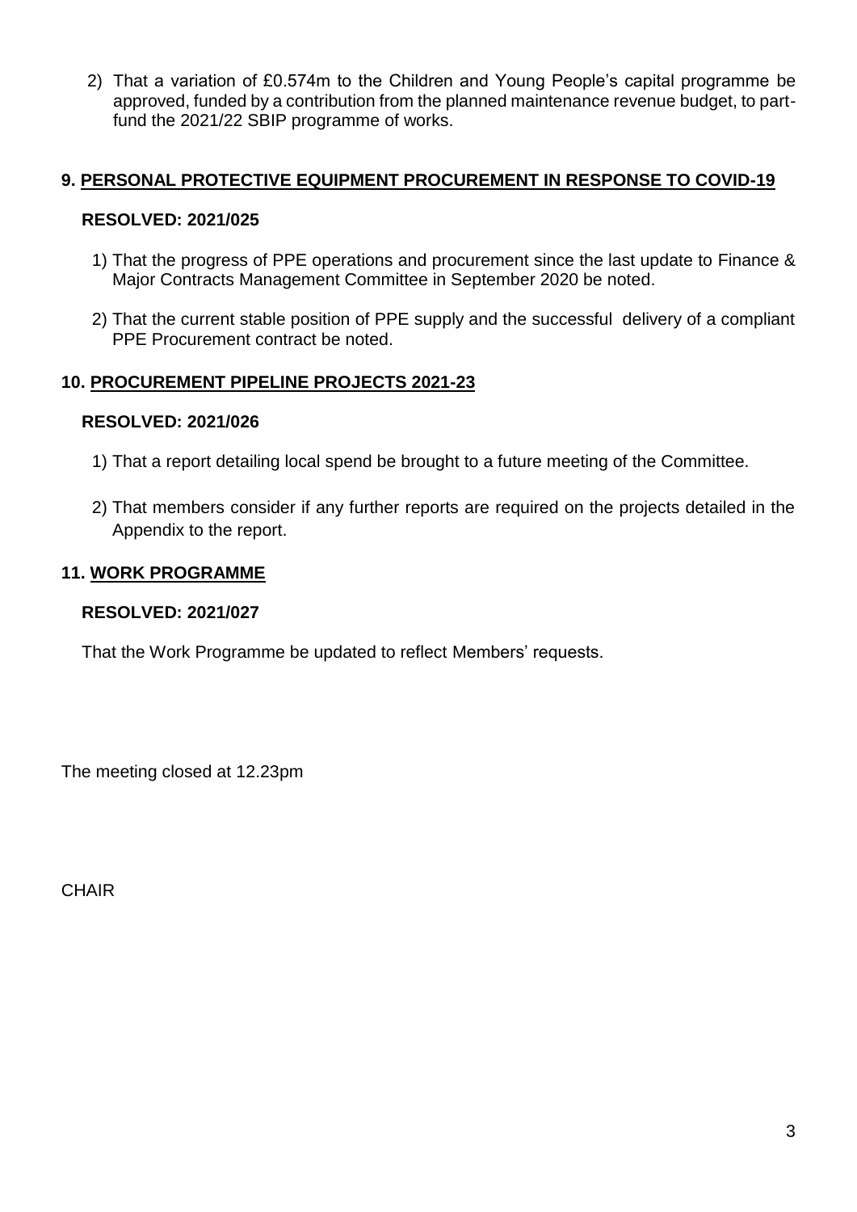2) That a variation of £0.574m to the Children and Young People's capital programme be approved, funded by a contribution from the planned maintenance revenue budget, to part-fund the 2021/22 SBIP programme of works.

## 9. PERSONAL PROTECTIVE EQUIPMENT PROCUREMENT IN RESPONSE TO COVID-19

**RESOLVED: 2021/025**

1) That the progress of PPE operations and procurement since the last update to Finance & Major Contracts Management Committee in September 2020 be noted.

2) That the current stable position of PPE supply and the successful delivery of a compliant PPE Procurement contract be noted.

## 10. PROCUREMENT PIPELINE PROJECTS 2021-23

**RESOLVED: 2021/026**

1) That a report detailing local spend be brought to a future meeting of the Committee.

2) That members consider if any further reports are required on the projects detailed in the Appendix to the report.

## 11. WORK PROGRAMME

**RESOLVED: 2021/027**

That the Work Programme be updated to reflect Members' requests.

The meeting closed at 12.23pm

CHAIR